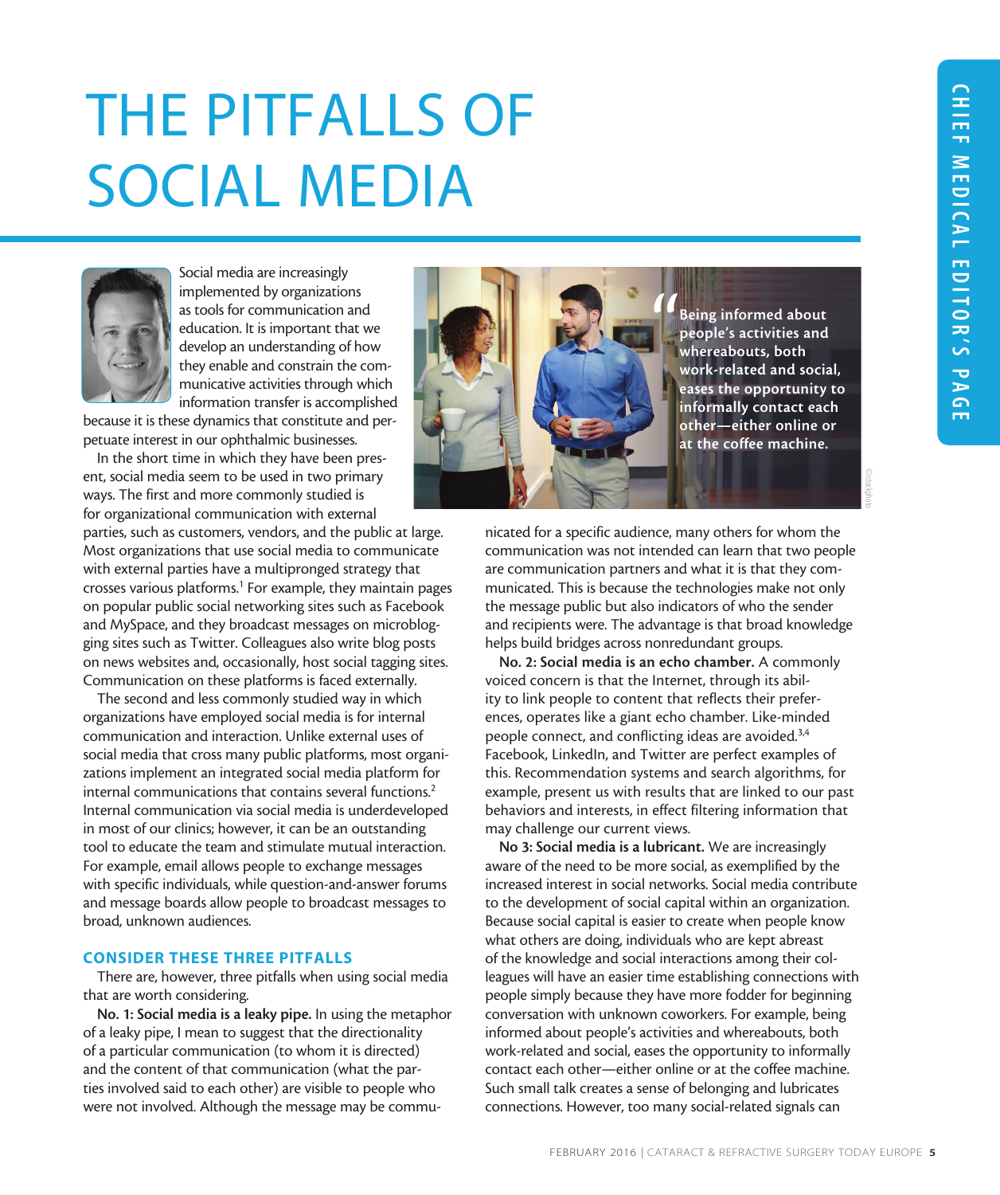# THE PITFALLS OF SOCIAL MEDIA

Social media are increasingly implemented by organizations as tools for communication and education. It is important that we develop an understanding of how they enable and constrain the communicative activities through which information transfer is accomplished because it is these dynamics that constitute and perpetuate interest in our ophthalmic businesses.

In the short time in which they have been present, social media seem to be used in two primary ways. The first and more commonly studied is for organizational communication with external parties, such as customers, vendors, and the public at large. Most organizations that use social media to communicate with external parties have a multipronged strategy that crosses various platforms.[1] For example, they maintain pages on popular public social networking sites such as Facebook and MySpace, and they broadcast messages on microblogging sites such as Twitter. Colleagues also write blog posts on news websites and, occasionally, host social tagging sites. Communication on these platforms is faced externally.

The second and less commonly studied way in which organizations have employed social media is for internal communication and interaction. Unlike external uses of social media that cross many public platforms, most organizations implement an integrated social media platform for internal communications that contains several functions.[2] Internal communication via social media is underdeveloped in most of our clinics; however, it can be an outstanding tool to educate the team and stimulate mutual interaction. For example, email allows people to exchange messages with specific individuals, while question-and-answer forums and message boards allow people to broadcast messages to broad, unknown audiences.

## CONSIDER THESE THREE PITFALLS

There are, however, three pitfalls when using social media that are worth considering.

**No. 1: Social media is a leaky pipe.** In using the metaphor of a leaky pipe, I mean to suggest that the directionality of a particular communication (to whom it is directed) and the content of that communication (what the parties involved said to each other) are visible to people who were not involved. Although the message may be communicated for a specific audience, many others for whom the communication was not intended can learn that two people are communication partners and what it is that they communicated. This is because the technologies make not only the message public but also indicators of who the sender and recipients were. The advantage is that broad knowledge helps build bridges across nonredundant groups.

**No. 2: Social media is an echo chamber.** A commonly voiced concern is that the Internet, through its ability to link people to content that reflects their preferences, operates like a giant echo chamber. Like-minded people connect, and conflicting ideas are avoided.[3,4] Facebook, LinkedIn, and Twitter are perfect examples of this. Recommendation systems and search algorithms, for example, present us with results that are linked to our past behaviors and interests, in effect filtering information that may challenge our current views.

**No 3: Social media is a lubricant.** We are increasingly aware of the need to be more social, as exemplified by the increased interest in social networks. Social media contribute to the development of social capital within an organization. Because social capital is easier to create when people know what others are doing, individuals who are kept abreast of the knowledge and social interactions among their colleagues will have an easier time establishing connections with people simply because they have more fodder for beginning conversation with unknown coworkers. For example, being informed about people's activities and whereabouts, both work-related and social, eases the opportunity to informally contact each other—either online or at the coffee machine. Such small talk creates a sense of belonging and lubricates connections. However, too many social-related signals can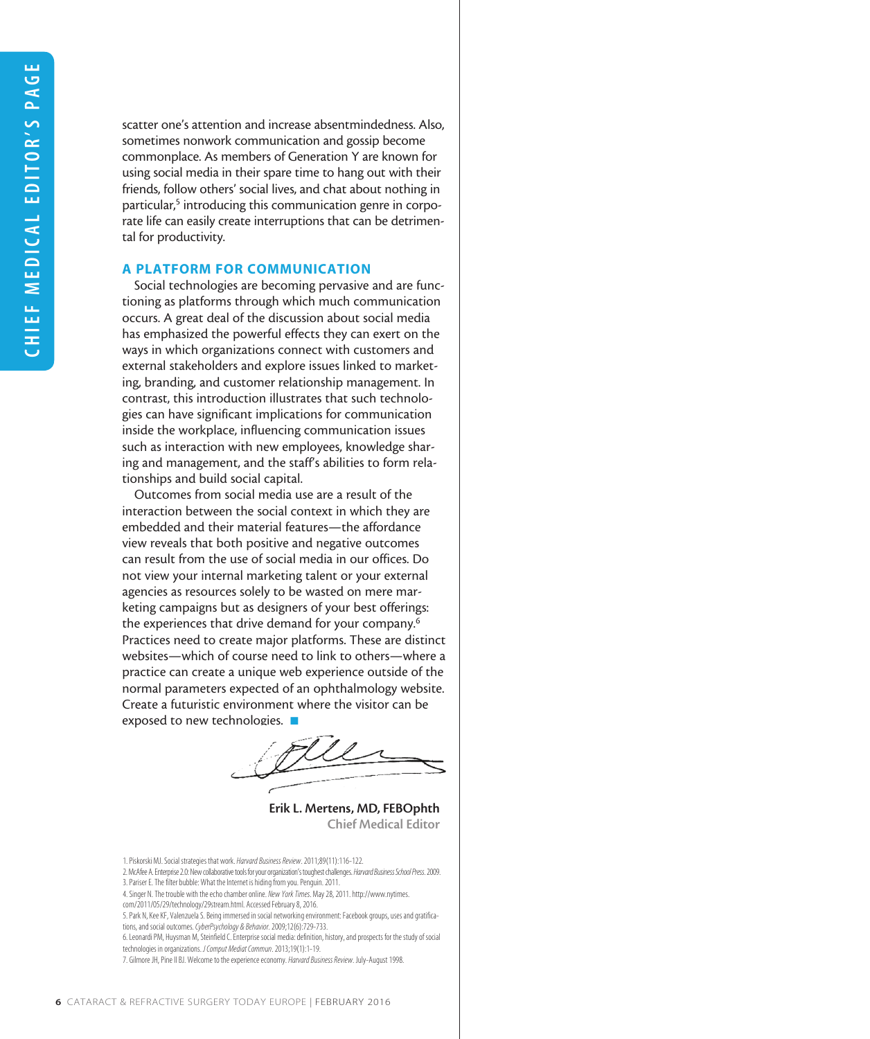scatter one's attention and increase absentmindedness. Also, sometimes nonwork communication and gossip become commonplace. As members of Generation Y are known for using social media in their spare time to hang out with their friends, follow others' social lives, and chat about nothing in particular,[5] introducing this communication genre in corporate life can easily create interruptions that can be detrimental for productivity.

## A PLATFORM FOR COMMUNICATION

Social technologies are becoming pervasive and are functioning as platforms through which much communication occurs. A great deal of the discussion about social media has emphasized the powerful effects they can exert on the ways in which organizations connect with customers and external stakeholders and explore issues linked to marketing, branding, and customer relationship management. In contrast, this introduction illustrates that such technologies can have significant implications for communication inside the workplace, influencing communication issues such as interaction with new employees, knowledge sharing and management, and the staff's abilities to form relationships and build social capital.

Outcomes from social media use are a result of the interaction between the social context in which they are embedded and their material features—the affordance view reveals that both positive and negative outcomes can result from the use of social media in our offices. Do not view your internal marketing talent or your external agencies as resources solely to be wasted on mere marketing campaigns but as designers of your best offerings: the experiences that drive demand for your company.[6] Practices need to create major platforms. These are distinct websites—which of course need to link to others—where a practice can create a unique web experience outside of the normal parameters expected of an ophthalmology website. Create a futuristic environment where the visitor can be exposed to new technologies. ■

**Erik L. Mertens, MD, FEBOphth**
**Chief Medical Editor**

1. Piskorski MJ. Social strategies that work. *Harvard Business Review*. 2011;89(11):116-122.
2. McAfee A. Enterprise 2.0: New collaborative tools for your organization's toughest challenges. *Harvard Business School Press*. 2009.
3. Pariser E. The filter bubble: What the Internet is hiding from you. Penguin. 2011.
4. Singer N. The trouble with the echo chamber online. *New York Times*. May 28, 2011. http://www.nytimes.com/2011/05/29/technology/29stream.html. Accessed February 8, 2016.
5. Park N, Kee KF, Valenzuela S. Being immersed in social networking environment: Facebook groups, uses and gratifications, and social outcomes. *CyberPsychology & Behavior*. 2009;12(6):729-733.
6. Leonardi PM, Huysman M, Steinfield C. Enterprise social media: definition, history, and prospects for the study of social technologies in organizations. *J Comput Mediat Commun*. 2013;19(1):1-19.
7. Gilmore JH, Pine II BJ. Welcome to the experience economy. *Harvard Business Review*. July-August 1998.